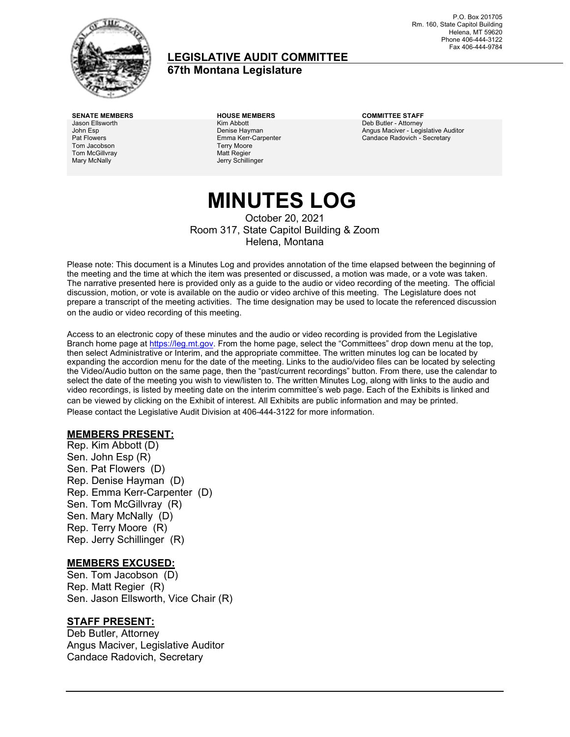P.O. Box 201705
Rm. 160, State Capitol Building
Helena, MT 59620
Phone 406-444-3122
Fax 406-444-9784

## LEGISLATIVE AUDIT COMMITTEE
**67th Montana Legislature**

**SENATE MEMBERS**
Jason Ellsworth
John Esp
Pat Flowers
Tom Jacobson
Tom McGillvray
Mary McNally

**HOUSE MEMBERS**
Kim Abbott
Denise Hayman
Emma Kerr-Carpenter
Terry Moore
Matt Regier
Jerry Schillinger

**COMMITTEE STAFF**
Deb Butler - Attorney
Angus Maciver - Legislative Auditor
Candace Radovich - Secretary

# MINUTES LOG

October 20, 2021
Room 317, State Capitol Building & Zoom
Helena, Montana

Please note: This document is a Minutes Log and provides annotation of the time elapsed between the beginning of the meeting and the time at which the item was presented or discussed, a motion was made, or a vote was taken. The narrative presented here is provided only as a guide to the audio or video recording of the meeting. The official discussion, motion, or vote is available on the audio or video archive of this meeting. The Legislature does not prepare a transcript of the meeting activities. The time designation may be used to locate the referenced discussion on the audio or video recording of this meeting.

Access to an electronic copy of these minutes and the audio or video recording is provided from the Legislative Branch home page at https://leg.mt.gov. From the home page, select the "Committees" drop down menu at the top, then select Administrative or Interim, and the appropriate committee. The written minutes log can be located by expanding the accordion menu for the date of the meeting. Links to the audio/video files can be located by selecting the Video/Audio button on the same page, then the "past/current recordings" button. From there, use the calendar to select the date of the meeting you wish to view/listen to. The written Minutes Log, along with links to the audio and video recordings, is listed by meeting date on the interim committee's web page. Each of the Exhibits is linked and can be viewed by clicking on the Exhibit of interest. All Exhibits are public information and may be printed. Please contact the Legislative Audit Division at 406-444-3122 for more information.

**MEMBERS PRESENT:**

Rep. Kim Abbott (D)
Sen. John Esp (R)
Sen. Pat Flowers (D)
Rep. Denise Hayman (D)
Rep. Emma Kerr-Carpenter (D)
Sen. Tom McGillvray (R)
Sen. Mary McNally (D)
Rep. Terry Moore (R)
Rep. Jerry Schillinger (R)

**MEMBERS EXCUSED:**

Sen. Tom Jacobson (D)
Rep. Matt Regier (R)
Sen. Jason Ellsworth, Vice Chair (R)

**STAFF PRESENT:**

Deb Butler, Attorney
Angus Maciver, Legislative Auditor
Candace Radovich, Secretary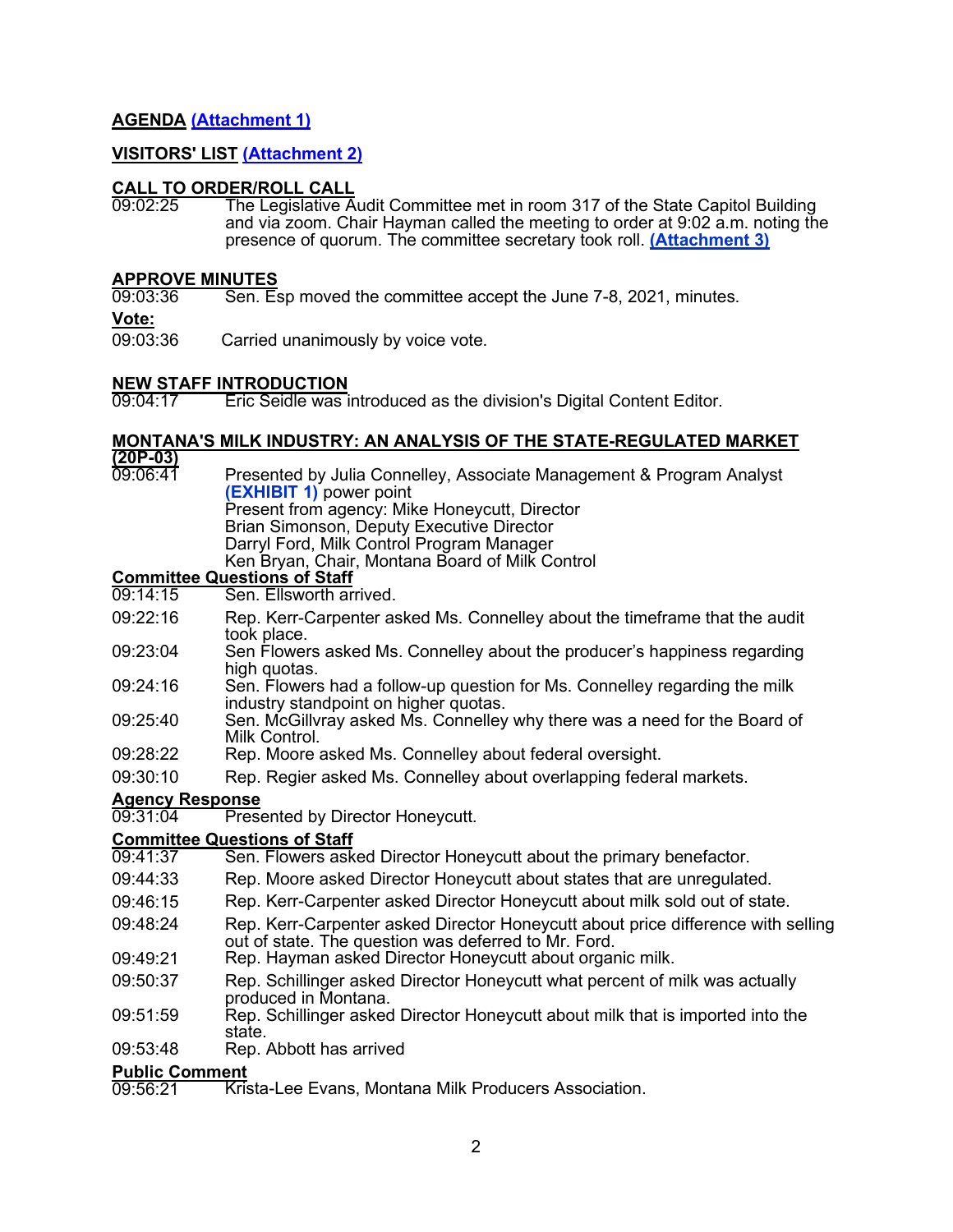**AGENDA (Attachment 1)**

**VISITORS' LIST (Attachment 2)**

**CALL TO ORDER/ROLL CALL**

09:02:25 The Legislative Audit Committee met in room 317 of the State Capitol Building and via zoom. Chair Hayman called the meeting to order at 9:02 a.m. noting the presence of quorum. The committee secretary took roll. **(Attachment 3)**

**APPROVE MINUTES**

09:03:36 Sen. Esp moved the committee accept the June 7-8, 2021, minutes.

**Vote:**

09:03:36 Carried unanimously by voice vote.

**NEW STAFF INTRODUCTION**

09:04:17 Eric Seidle was introduced as the division's Digital Content Editor.

**MONTANA'S MILK INDUSTRY: AN ANALYSIS OF THE STATE-REGULATED MARKET (20P-03)**

09:06:41 Presented by Julia Connelley, Associate Management & Program Analyst **(EXHIBIT 1)** power point
Present from agency: Mike Honeycutt, Director
Brian Simonson, Deputy Executive Director
Darryl Ford, Milk Control Program Manager
Ken Bryan, Chair, Montana Board of Milk Control

**Committee Questions of Staff**

09:14:15 Sen. Ellsworth arrived.

09:22:16 Rep. Kerr-Carpenter asked Ms. Connelley about the timeframe that the audit took place.

09:23:04 Sen Flowers asked Ms. Connelley about the producer's happiness regarding high quotas.

09:24:16 Sen. Flowers had a follow-up question for Ms. Connelley regarding the milk industry standpoint on higher quotas.

09:25:40 Sen. McGillvray asked Ms. Connelley why there was a need for the Board of Milk Control.

09:28:22 Rep. Moore asked Ms. Connelley about federal oversight.

09:30:10 Rep. Regier asked Ms. Connelley about overlapping federal markets.

**Agency Response**

09:31:04 Presented by Director Honeycutt.

**Committee Questions of Staff**

09:41:37 Sen. Flowers asked Director Honeycutt about the primary benefactor.

09:44:33 Rep. Moore asked Director Honeycutt about states that are unregulated.

09:46:15 Rep. Kerr-Carpenter asked Director Honeycutt about milk sold out of state.

09:48:24 Rep. Kerr-Carpenter asked Director Honeycutt about price difference with selling out of state. The question was deferred to Mr. Ford.

09:49:21 Rep. Hayman asked Director Honeycutt about organic milk.

09:50:37 Rep. Schillinger asked Director Honeycutt what percent of milk was actually produced in Montana.

09:51:59 Rep. Schillinger asked Director Honeycutt about milk that is imported into the state.

09:53:48 Rep. Abbott has arrived

**Public Comment**

09:56:21 Krista-Lee Evans, Montana Milk Producers Association.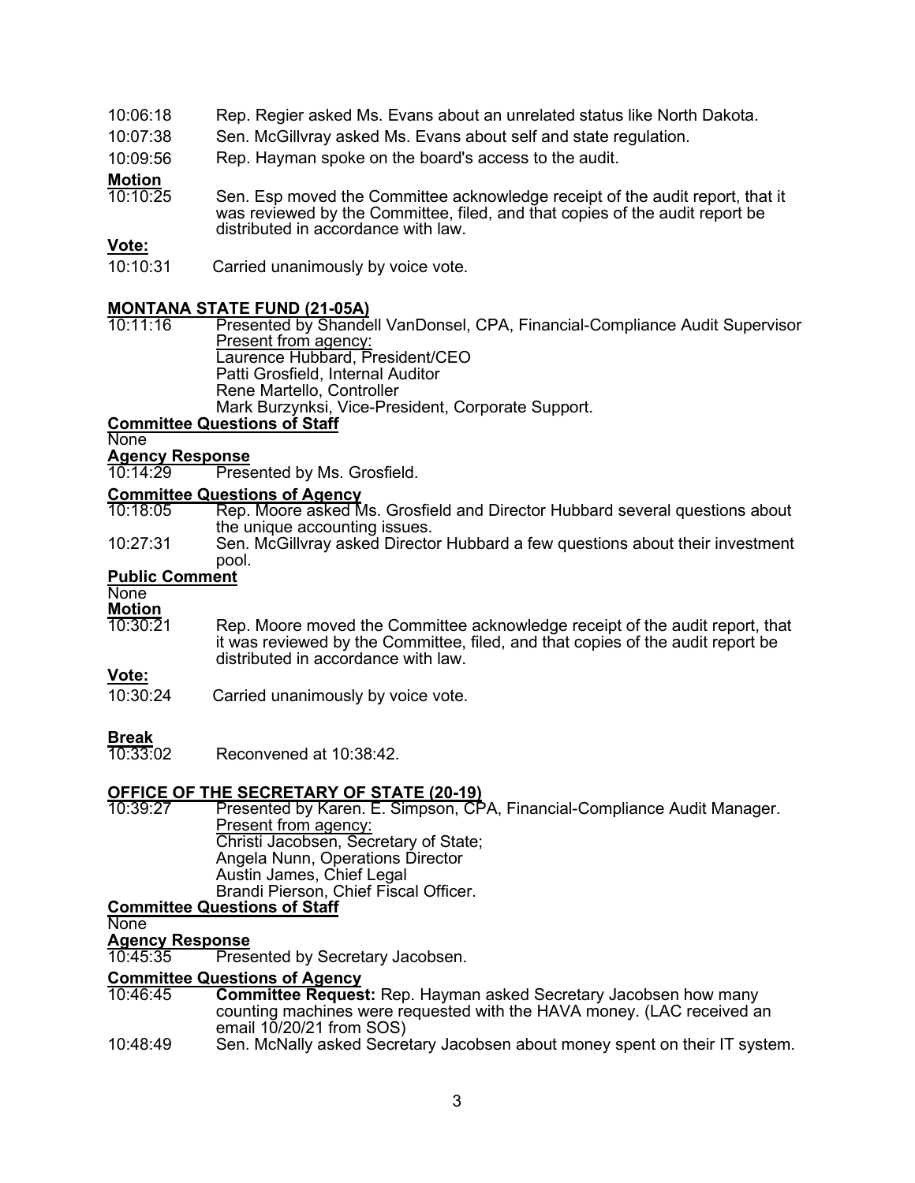10:06:18 Rep. Regier asked Ms. Evans about an unrelated status like North Dakota.

10:07:38 Sen. McGillvray asked Ms. Evans about self and state regulation.

10:09:56 Rep. Hayman spoke on the board's access to the audit.

**Motion**

10:10:25 Sen. Esp moved the Committee acknowledge receipt of the audit report, that it was reviewed by the Committee, filed, and that copies of the audit report be distributed in accordance with law.

**Vote:**

10:10:31 Carried unanimously by voice vote.

**MONTANA STATE FUND (21-05A)**

10:11:16 Presented by Shandell VanDonsel, CPA, Financial-Compliance Audit Supervisor
Present from agency:
Laurence Hubbard, President/CEO
Patti Grosfield, Internal Auditor
Rene Martello, Controller
Mark Burzynksi, Vice-President, Corporate Support.

**Committee Questions of Staff**

None

**Agency Response**

10:14:29 Presented by Ms. Grosfield.

**Committee Questions of Agency**

10:18:05 Rep. Moore asked Ms. Grosfield and Director Hubbard several questions about the unique accounting issues.

10:27:31 Sen. McGillvray asked Director Hubbard a few questions about their investment pool.

**Public Comment**

None

**Motion**

10:30:21 Rep. Moore moved the Committee acknowledge receipt of the audit report, that it was reviewed by the Committee, filed, and that copies of the audit report be distributed in accordance with law.

**Vote:**

10:30:24 Carried unanimously by voice vote.

**Break**

10:33:02 Reconvened at 10:38:42.

**OFFICE OF THE SECRETARY OF STATE (20-19)**

10:39:27 Presented by Karen. E. Simpson, CPA, Financial-Compliance Audit Manager.
Present from agency:
Christi Jacobsen, Secretary of State;
Angela Nunn, Operations Director
Austin James, Chief Legal
Brandi Pierson, Chief Fiscal Officer.

**Committee Questions of Staff**

None

**Agency Response**

10:45:35 Presented by Secretary Jacobsen.

**Committee Questions of Agency**

10:46:45 **Committee Request:** Rep. Hayman asked Secretary Jacobsen how many counting machines were requested with the HAVA money. (LAC received an email 10/20/21 from SOS)

10:48:49 Sen. McNally asked Secretary Jacobsen about money spent on their IT system.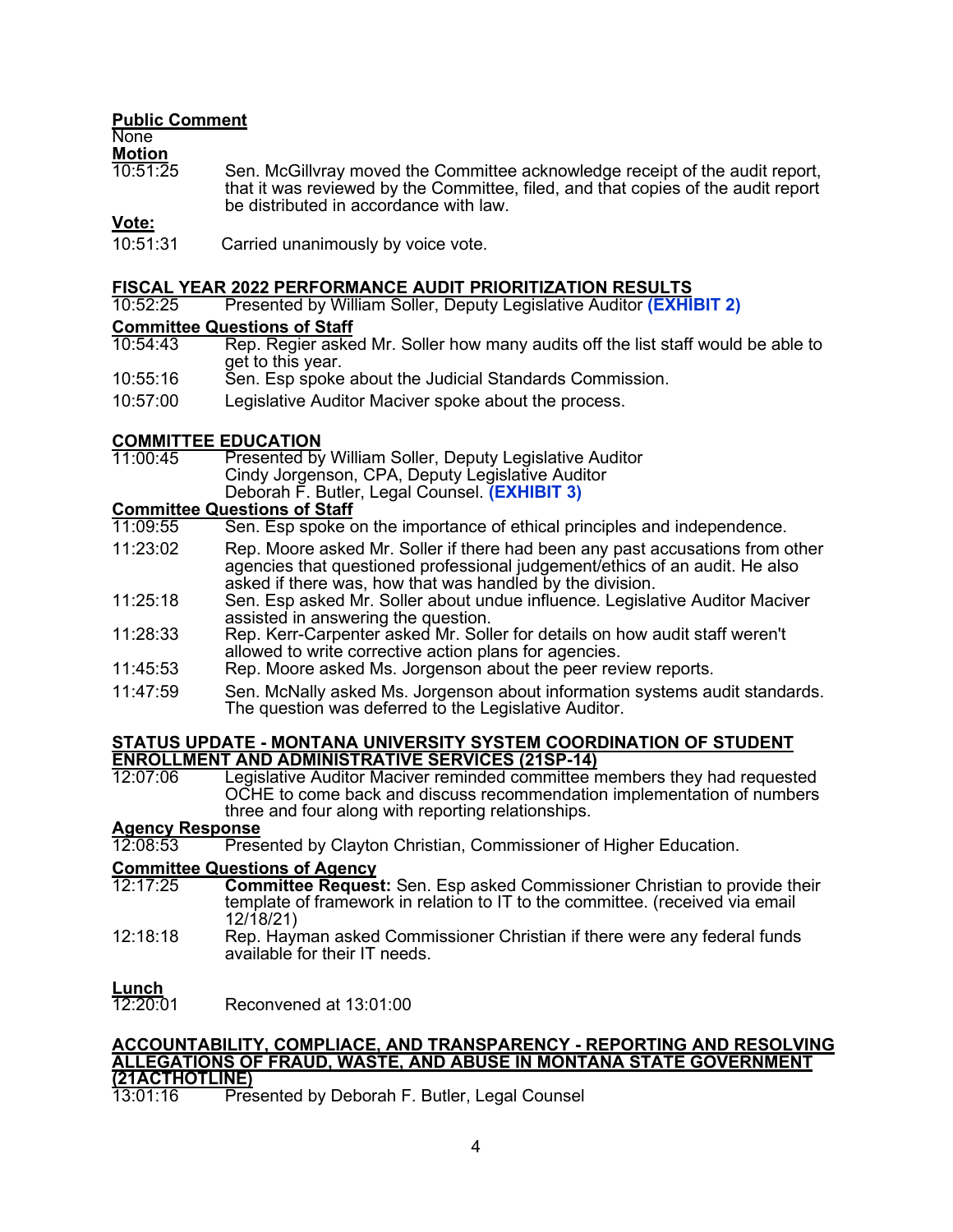**Public Comment**

None

**Motion**

10:51:25 Sen. McGillvray moved the Committee acknowledge receipt of the audit report, that it was reviewed by the Committee, filed, and that copies of the audit report be distributed in accordance with law.

**Vote:**

10:51:31 Carried unanimously by voice vote.

## FISCAL YEAR 2022 PERFORMANCE AUDIT PRIORITIZATION RESULTS

10:52:25 Presented by William Soller, Deputy Legislative Auditor **(EXHIBIT 2)**

**Committee Questions of Staff**

10:54:43 Rep. Regier asked Mr. Soller how many audits off the list staff would be able to get to this year.

10:55:16 Sen. Esp spoke about the Judicial Standards Commission.

10:57:00 Legislative Auditor Maciver spoke about the process.

## COMMITTEE EDUCATION

11:00:45 Presented by William Soller, Deputy Legislative Auditor
Cindy Jorgenson, CPA, Deputy Legislative Auditor
Deborah F. Butler, Legal Counsel. **(EXHIBIT 3)**

**Committee Questions of Staff**

11:09:55 Sen. Esp spoke on the importance of ethical principles and independence.

11:23:02 Rep. Moore asked Mr. Soller if there had been any past accusations from other agencies that questioned professional judgement/ethics of an audit. He also asked if there was, how that was handled by the division.

11:25:18 Sen. Esp asked Mr. Soller about undue influence. Legislative Auditor Maciver assisted in answering the question.

11:28:33 Rep. Kerr-Carpenter asked Mr. Soller for details on how audit staff weren't allowed to write corrective action plans for agencies.

11:45:53 Rep. Moore asked Ms. Jorgenson about the peer review reports.

11:47:59 Sen. McNally asked Ms. Jorgenson about information systems audit standards. The question was deferred to the Legislative Auditor.

## STATUS UPDATE - MONTANA UNIVERSITY SYSTEM COORDINATION OF STUDENT ENROLLMENT AND ADMINISTRATIVE SERVICES (21SP-14)

12:07:06 Legislative Auditor Maciver reminded committee members they had requested OCHE to come back and discuss recommendation implementation of numbers three and four along with reporting relationships.

**Agency Response**

12:08:53 Presented by Clayton Christian, Commissioner of Higher Education.

**Committee Questions of Agency**

12:17:25 **Committee Request:** Sen. Esp asked Commissioner Christian to provide their template of framework in relation to IT to the committee. (received via email 12/18/21)

12:18:18 Rep. Hayman asked Commissioner Christian if there were any federal funds available for their IT needs.

**Lunch**

12:20:01 Reconvened at 13:01:00

## ACCOUNTABILITY, COMPLIACE, AND TRANSPARENCY - REPORTING AND RESOLVING ALLEGATIONS OF FRAUD, WASTE, AND ABUSE IN MONTANA STATE GOVERNMENT (21ACTHOTLINE)

13:01:16 Presented by Deborah F. Butler, Legal Counsel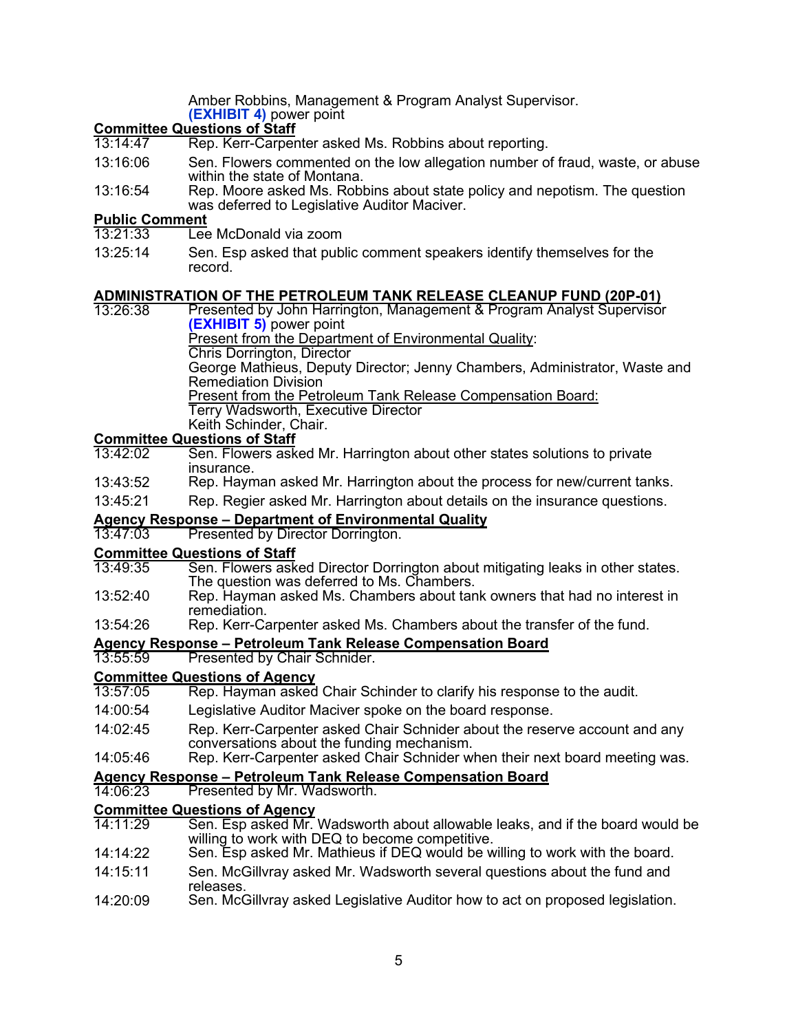Amber Robbins, Management & Program Analyst Supervisor.
**(EXHIBIT 4)** power point

**Committee Questions of Staff**

13:14:47 Rep. Kerr-Carpenter asked Ms. Robbins about reporting.

13:16:06 Sen. Flowers commented on the low allegation number of fraud, waste, or abuse within the state of Montana.

13:16:54 Rep. Moore asked Ms. Robbins about state policy and nepotism. The question was deferred to Legislative Auditor Maciver.

**Public Comment**

13:21:33 Lee McDonald via zoom

13:25:14 Sen. Esp asked that public comment speakers identify themselves for the record.

## ADMINISTRATION OF THE PETROLEUM TANK RELEASE CLEANUP FUND (20P-01)

13:26:38 Presented by John Harrington, Management & Program Analyst Supervisor
**(EXHIBIT 5)** power point
Present from the Department of Environmental Quality:
Chris Dorrington, Director
George Mathieus, Deputy Director; Jenny Chambers, Administrator, Waste and Remediation Division
Present from the Petroleum Tank Release Compensation Board:
Terry Wadsworth, Executive Director
Keith Schinder, Chair.

**Committee Questions of Staff**

13:42:02 Sen. Flowers asked Mr. Harrington about other states solutions to private insurance.

13:43:52 Rep. Hayman asked Mr. Harrington about the process for new/current tanks.

13:45:21 Rep. Regier asked Mr. Harrington about details on the insurance questions.

**Agency Response – Department of Environmental Quality**

13:47:03 Presented by Director Dorrington.

**Committee Questions of Staff**

13:49:35 Sen. Flowers asked Director Dorrington about mitigating leaks in other states. The question was deferred to Ms. Chambers.

13:52:40 Rep. Hayman asked Ms. Chambers about tank owners that had no interest in remediation.

13:54:26 Rep. Kerr-Carpenter asked Ms. Chambers about the transfer of the fund.

**Agency Response – Petroleum Tank Release Compensation Board**

13:55:59 Presented by Chair Schnider.

**Committee Questions of Agency**

13:57:05 Rep. Hayman asked Chair Schinder to clarify his response to the audit.

14:00:54 Legislative Auditor Maciver spoke on the board response.

14:02:45 Rep. Kerr-Carpenter asked Chair Schnider about the reserve account and any conversations about the funding mechanism.

14:05:46 Rep. Kerr-Carpenter asked Chair Schnider when their next board meeting was.

**Agency Response – Petroleum Tank Release Compensation Board**

14:06:23 Presented by Mr. Wadsworth.

**Committee Questions of Agency**

14:11:29 Sen. Esp asked Mr. Wadsworth about allowable leaks, and if the board would be willing to work with DEQ to become competitive.

14:14:22 Sen. Esp asked Mr. Mathieus if DEQ would be willing to work with the board.

14:15:11 Sen. McGillvray asked Mr. Wadsworth several questions about the fund and releases.

14:20:09 Sen. McGillvray asked Legislative Auditor how to act on proposed legislation.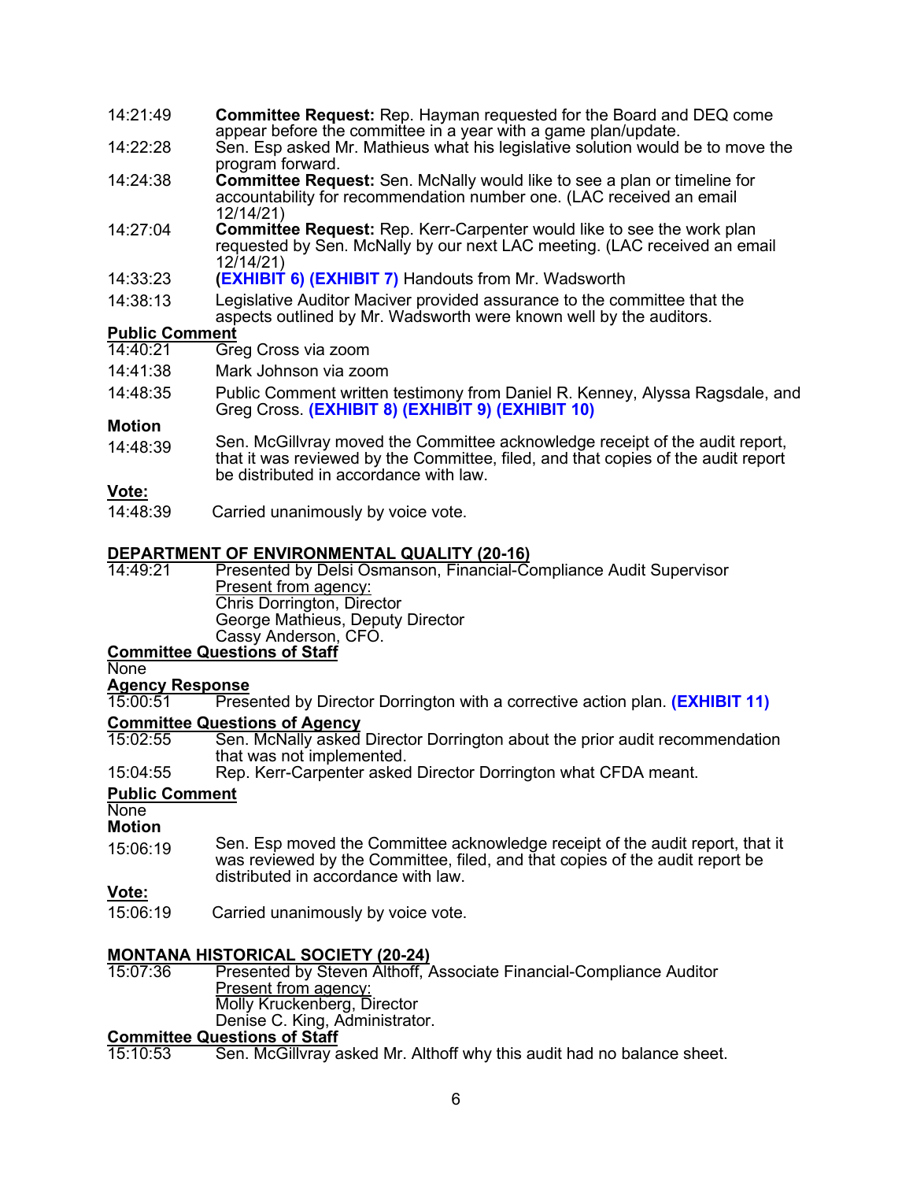14:21:49 **Committee Request:** Rep. Hayman requested for the Board and DEQ come appear before the committee in a year with a game plan/update.

14:22:28 Sen. Esp asked Mr. Mathieus what his legislative solution would be to move the program forward.

14:24:38 **Committee Request:** Sen. McNally would like to see a plan or timeline for accountability for recommendation number one. (LAC received an email 12/14/21)

14:27:04 **Committee Request:** Rep. Kerr-Carpenter would like to see the work plan requested by Sen. McNally by our next LAC meeting. (LAC received an email 12/14/21)

14:33:23 **(EXHIBIT 6) (EXHIBIT 7)** Handouts from Mr. Wadsworth

14:38:13 Legislative Auditor Maciver provided assurance to the committee that the aspects outlined by Mr. Wadsworth were known well by the auditors.

**Public Comment**

14:40:21 Greg Cross via zoom

14:41:38 Mark Johnson via zoom

14:48:35 Public Comment written testimony from Daniel R. Kenney, Alyssa Ragsdale, and Greg Cross. **(EXHIBIT 8) (EXHIBIT 9) (EXHIBIT 10)**

**Motion**

14:48:39 Sen. McGillvray moved the Committee acknowledge receipt of the audit report, that it was reviewed by the Committee, filed, and that copies of the audit report be distributed in accordance with law.

**Vote:**

14:48:39 Carried unanimously by voice vote.

## DEPARTMENT OF ENVIRONMENTAL QUALITY (20-16)

15:49:21 Presented by Delsi Osmanson, Financial-Compliance Audit Supervisor

Present from agency:
Chris Dorrington, Director
George Mathieus, Deputy Director
Cassy Anderson, CFO.

**Committee Questions of Staff**

None

**Agency Response**

15:00:51 Presented by Director Dorrington with a corrective action plan. **(EXHIBIT 11)**

**Committee Questions of Agency**

15:02:55 Sen. McNally asked Director Dorrington about the prior audit recommendation that was not implemented.

15:04:55 Rep. Kerr-Carpenter asked Director Dorrington what CFDA meant.

**Public Comment**

None

**Motion**

15:06:19 Sen. Esp moved the Committee acknowledge receipt of the audit report, that it was reviewed by the Committee, filed, and that copies of the audit report be distributed in accordance with law.

**Vote:**

15:06:19 Carried unanimously by voice vote.

## MONTANA HISTORICAL SOCIETY (20-24)

15:07:36 Presented by Steven Althoff, Associate Financial-Compliance Auditor

Present from agency:
Molly Kruckenberg, Director
Denise C. King, Administrator.

**Committee Questions of Staff**

15:10:53 Sen. McGillvray asked Mr. Althoff why this audit had no balance sheet.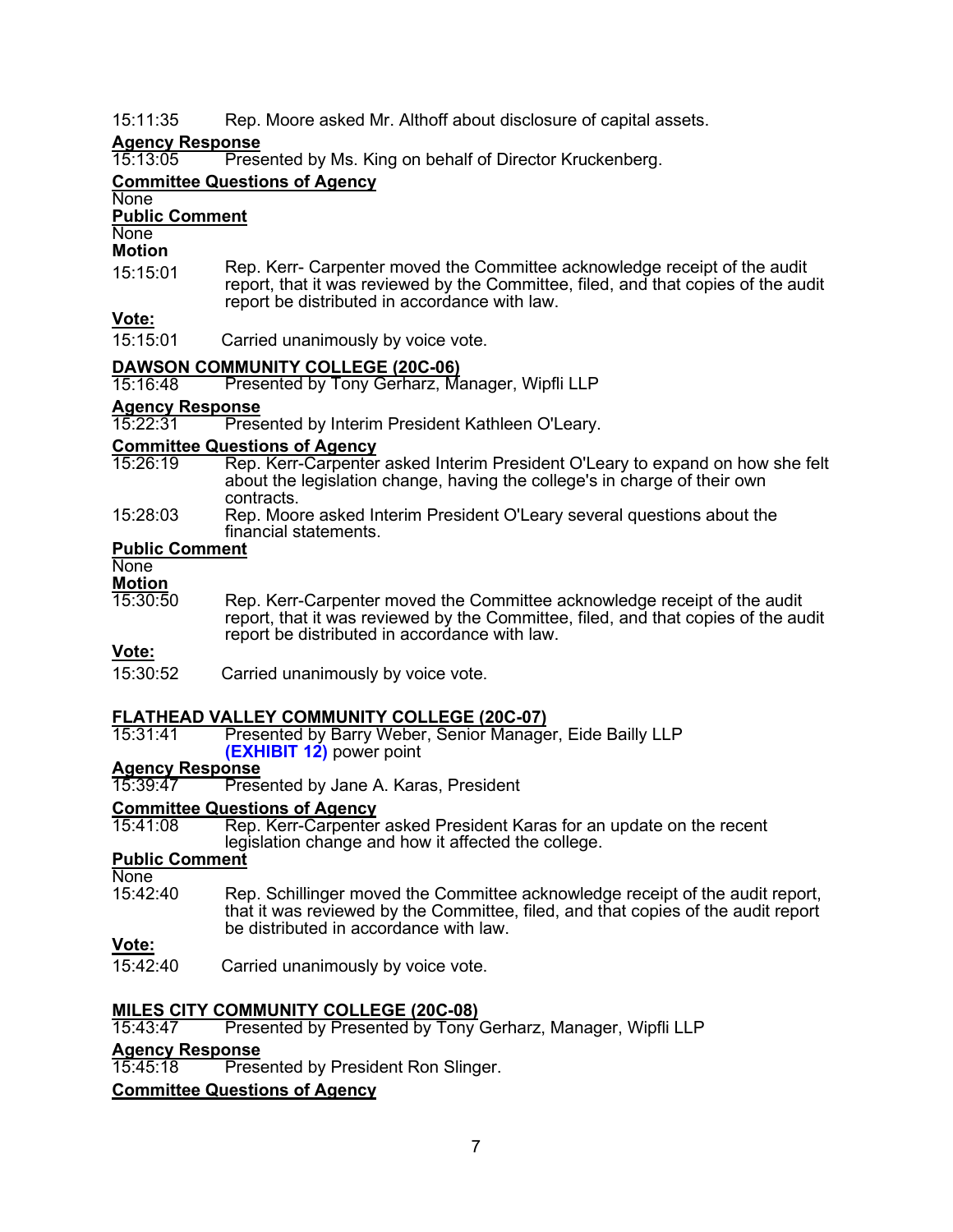15:11:35 Rep. Moore asked Mr. Althoff about disclosure of capital assets.

**Agency Response**

15:13:05 Presented by Ms. King on behalf of Director Kruckenberg.

**Committee Questions of Agency**

None

**Public Comment**

None

**Motion**

15:15:01 Rep. Kerr- Carpenter moved the Committee acknowledge receipt of the audit report, that it was reviewed by the Committee, filed, and that copies of the audit report be distributed in accordance with law.

**Vote:**

15:15:01 Carried unanimously by voice vote.

**DAWSON COMMUNITY COLLEGE (20C-06)**

15:16:48 Presented by Tony Gerharz, Manager, Wipfli LLP

**Agency Response**

15:22:31 Presented by Interim President Kathleen O'Leary.

**Committee Questions of Agency**

15:26:19 Rep. Kerr-Carpenter asked Interim President O'Leary to expand on how she felt about the legislation change, having the college's in charge of their own contracts.

15:28:03 Rep. Moore asked Interim President O'Leary several questions about the financial statements.

**Public Comment**

None

**Motion**

15:30:50 Rep. Kerr-Carpenter moved the Committee acknowledge receipt of the audit report, that it was reviewed by the Committee, filed, and that copies of the audit report be distributed in accordance with law.

**Vote:**

15:30:52 Carried unanimously by voice vote.

**FLATHEAD VALLEY COMMUNITY COLLEGE (20C-07)**

15:31:41 Presented by Barry Weber, Senior Manager, Eide Bailly LLP **(EXHIBIT 12)** power point

**Agency Response**

15:39:47 Presented by Jane A. Karas, President

**Committee Questions of Agency**

15:41:08 Rep. Kerr-Carpenter asked President Karas for an update on the recent legislation change and how it affected the college.

**Public Comment**

None

15:42:40 Rep. Schillinger moved the Committee acknowledge receipt of the audit report, that it was reviewed by the Committee, filed, and that copies of the audit report be distributed in accordance with law.

**Vote:**

15:42:40 Carried unanimously by voice vote.

**MILES CITY COMMUNITY COLLEGE (20C-08)**

15:43:47 Presented by Presented by Tony Gerharz, Manager, Wipfli LLP

**Agency Response**

15:45:18 Presented by President Ron Slinger.

**Committee Questions of Agency**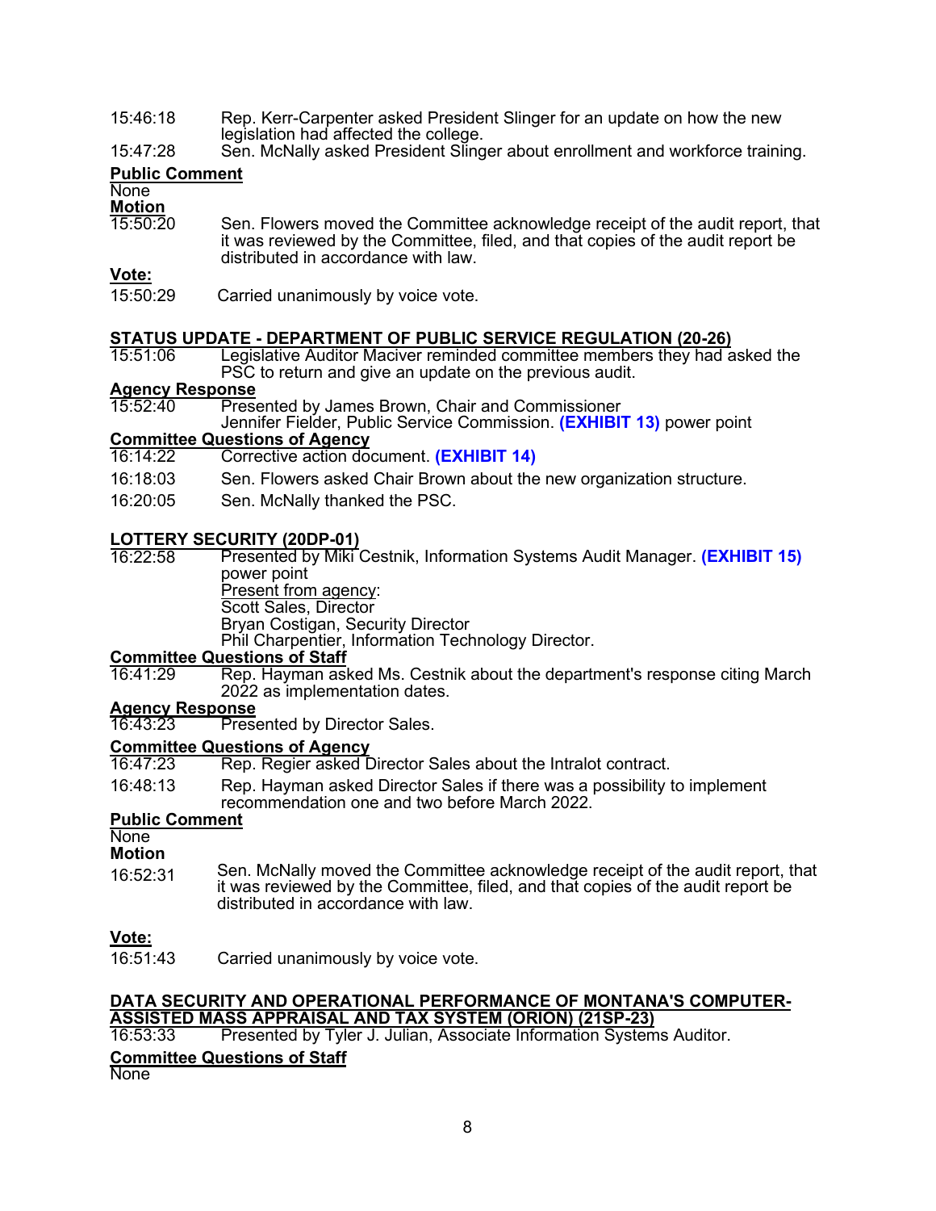15:46:18 Rep. Kerr-Carpenter asked President Slinger for an update on how the new legislation had affected the college.

15:47:28 Sen. McNally asked President Slinger about enrollment and workforce training.

**Public Comment**

None

**Motion**

15:50:20 Sen. Flowers moved the Committee acknowledge receipt of the audit report, that it was reviewed by the Committee, filed, and that copies of the audit report be distributed in accordance with law.

**Vote:**

15:50:29 Carried unanimously by voice vote.

## STATUS UPDATE - DEPARTMENT OF PUBLIC SERVICE REGULATION (20-26)

15:51:06 Legislative Auditor Maciver reminded committee members they had asked the PSC to return and give an update on the previous audit.

**Agency Response**

15:52:40 Presented by James Brown, Chair and Commissioner
Jennifer Fielder, Public Service Commission. **(EXHIBIT 13)** power point

**Committee Questions of Agency**

16:14:22 Corrective action document. **(EXHIBIT 14)**

16:18:03 Sen. Flowers asked Chair Brown about the new organization structure.

16:20:05 Sen. McNally thanked the PSC.

## LOTTERY SECURITY (20DP-01)

16:22:58 Presented by Miki Cestnik, Information Systems Audit Manager. **(EXHIBIT 15)** power point
Present from agency:
Scott Sales, Director
Bryan Costigan, Security Director
Phil Charpentier, Information Technology Director.

**Committee Questions of Staff**

16:41:29 Rep. Hayman asked Ms. Cestnik about the department's response citing March 2022 as implementation dates.

**Agency Response**

16:43:23 Presented by Director Sales.

**Committee Questions of Agency**

16:47:23 Rep. Regier asked Director Sales about the Intralot contract.

16:48:13 Rep. Hayman asked Director Sales if there was a possibility to implement recommendation one and two before March 2022.

**Public Comment**

None

**Motion**

16:52:31 Sen. McNally moved the Committee acknowledge receipt of the audit report, that it was reviewed by the Committee, filed, and that copies of the audit report be distributed in accordance with law.

**Vote:**

16:51:43 Carried unanimously by voice vote.

## DATA SECURITY AND OPERATIONAL PERFORMANCE OF MONTANA'S COMPUTER-ASSISTED MASS APPRAISAL AND TAX SYSTEM (ORION) (21SP-23)

16:53:33 Presented by Tyler J. Julian, Associate Information Systems Auditor.

**Committee Questions of Staff**

None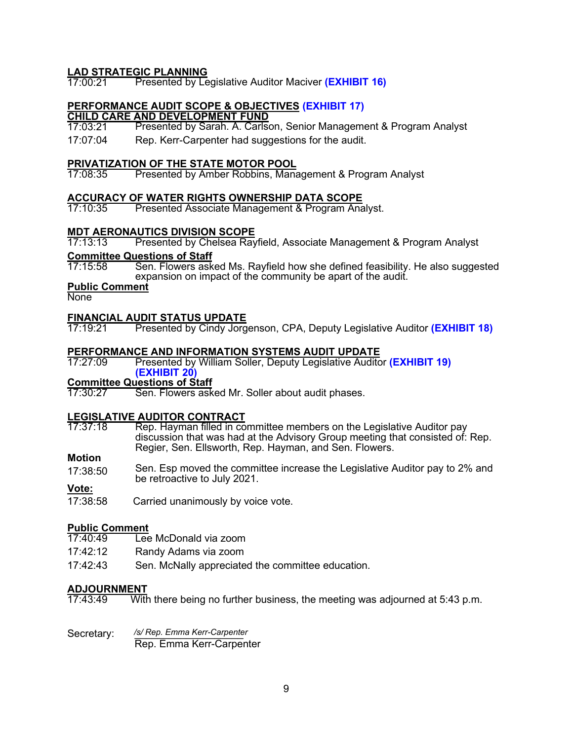**LAD STRATEGIC PLANNING**

17:00:21 Presented by Legislative Auditor Maciver **(EXHIBIT 16)**

**PERFORMANCE AUDIT SCOPE & OBJECTIVES (EXHIBIT 17)**

**CHILD CARE AND DEVELOPMENT FUND**

17:03:21 Presented by Sarah. A. Carlson, Senior Management & Program Analyst

17:07:04 Rep. Kerr-Carpenter had suggestions for the audit.

**PRIVATIZATION OF THE STATE MOTOR POOL**

17:08:35 Presented by Amber Robbins, Management & Program Analyst

**ACCURACY OF WATER RIGHTS OWNERSHIP DATA SCOPE**

17:10:35 Presented Associate Management & Program Analyst.

**MDT AERONAUTICS DIVISION SCOPE**

17:13:13 Presented by Chelsea Rayfield, Associate Management & Program Analyst

**Committee Questions of Staff**

17:15:58 Sen. Flowers asked Ms. Rayfield how she defined feasibility. He also suggested expansion on impact of the community be apart of the audit.

**Public Comment**

None

**FINANCIAL AUDIT STATUS UPDATE**

17:19:21 Presented by Cindy Jorgenson, CPA, Deputy Legislative Auditor **(EXHIBIT 18)**

**PERFORMANCE AND INFORMATION SYSTEMS AUDIT UPDATE**

17:27:09 Presented by William Soller, Deputy Legislative Auditor **(EXHIBIT 19) (EXHIBIT 20)**

**Committee Questions of Staff**

17:30:27 Sen. Flowers asked Mr. Soller about audit phases.

**LEGISLATIVE AUDITOR CONTRACT**

17:37:18 Rep. Hayman filled in committee members on the Legislative Auditor pay discussion that was had at the Advisory Group meeting that consisted of: Rep. Regier, Sen. Ellsworth, Rep. Hayman, and Sen. Flowers.

**Motion**

17:38:50 Sen. Esp moved the committee increase the Legislative Auditor pay to 2% and be retroactive to July 2021.

**Vote:**

17:38:58 Carried unanimously by voice vote.

**Public Comment**

17:40:49 Lee McDonald via zoom

17:42:12 Randy Adams via zoom

17:42:43 Sen. McNally appreciated the committee education.

**ADJOURNMENT**

17:43:49 With there being no further business, the meeting was adjourned at 5:43 p.m.

Secretary: */s/ Rep. Emma Kerr-Carpenter*

Rep. Emma Kerr-Carpenter